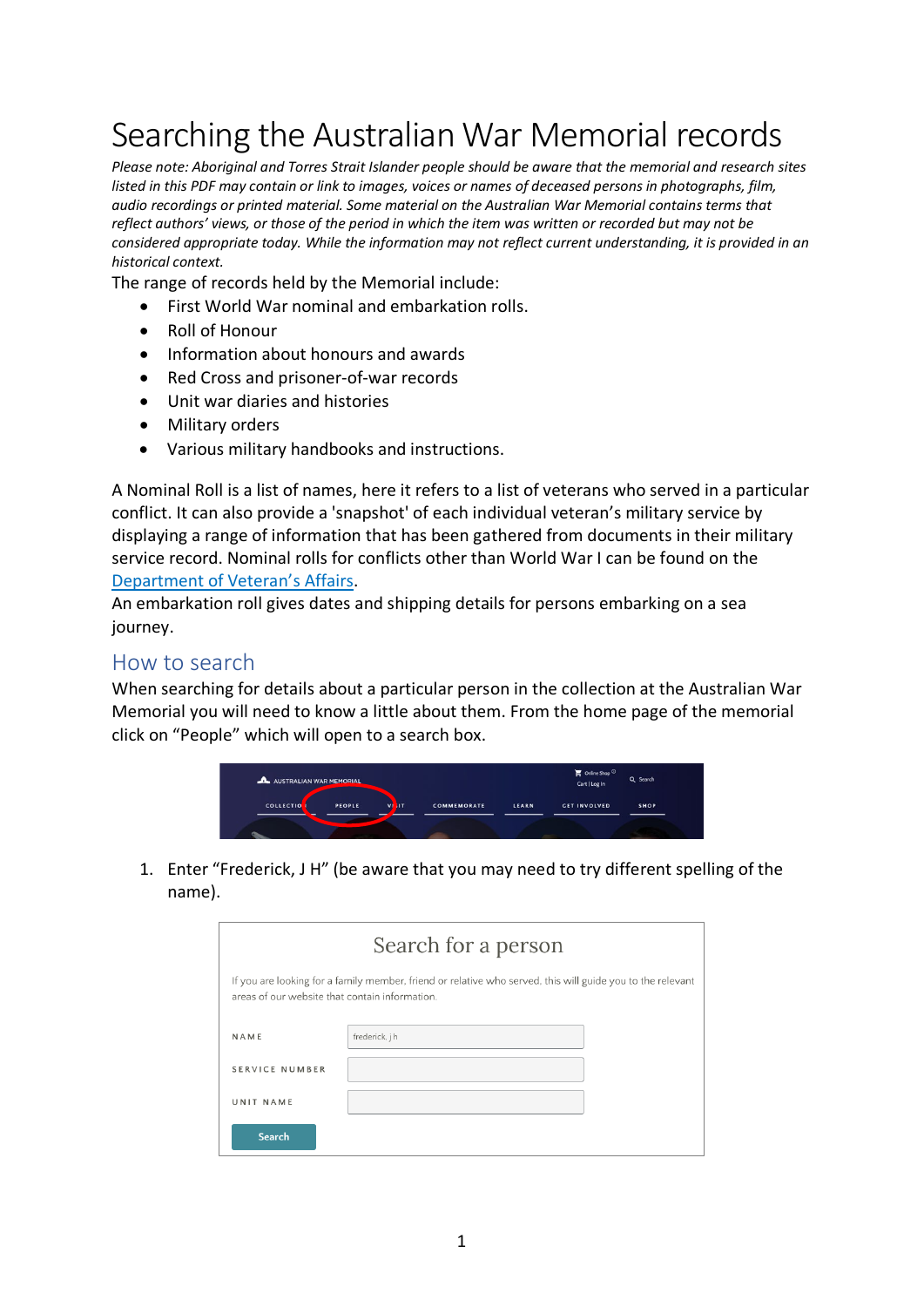# Searching the Australian War Memorial records

*Please note: Aboriginal and Torres Strait Islander people should be aware that the memorial and research sites listed in this PDF may contain or link to images, voices or names of deceased persons in photographs, film, audio recordings or printed material. Some material on the Australian War Memorial contains terms that reflect authors' views, or those of the period in which the item was written or recorded but may not be considered appropriate today. While the information may not reflect current understanding, it is provided in an historical context.*

The range of records held by the Memorial include:

- First World War nominal and embarkation rolls.
- Roll of Honour
- Information about honours and awards
- Red Cross and prisoner-of-war records
- Unit war diaries and histories
- Military orders
- Various military handbooks and instructions.

A Nominal Roll is a list of names, here it refers to a list of veterans who served in a particular conflict. It can also provide a 'snapshot' of each individual veteran's military service by displaying a range of information that has been gathered from documents in their military service record. Nominal rolls for conflicts other than World War I can be found on the Department of Veteran's Affairs.

An embarkation roll gives dates and shipping details for persons embarking on a sea journey.

## How to search

When searching for details about a particular person in the collection at the Australian War Memorial you will need to know a little about them. From the home page of the memorial click on "People" which will open to a search box.

1. Enter "Frederick, J H" (be aware that you may need to try different spelling of the name).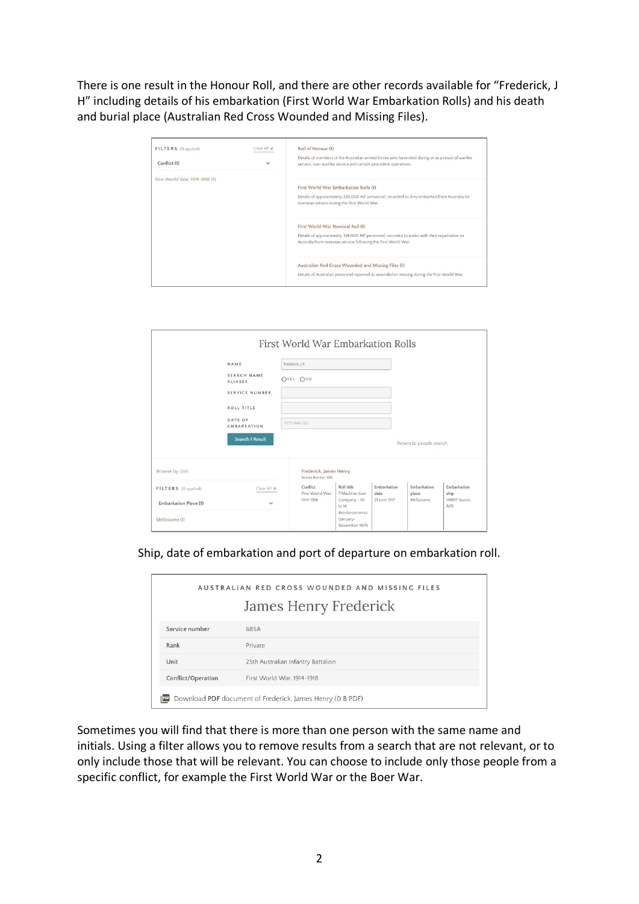There is one result in the Honour Roll, and there are other records available for "Frederick, J H" including details of his embarkation (First World War Embarkation Rolls) and his death and burial place (Australian Red Cross Wounded and Missing Files).

FILTERS (0 applied) Clear All ×

Conflict (1)

First World War, 1914-1918 (4)

**Roll of Honour (1)**

Details of members of the Australian armed forces who have died during or as a result of warlike service, non-warlike service and certain peacetime operations.

**First World War Embarkation Rolls (1)**

Details of approximately 330,000 AIF personnel, recorded as they embarked from Australia for overseas service during the First World War.

**First World War Nominal Roll (1)**

Details of approximately 324,000 AIF personnel, recorded to assist with their repatriation to Australia from overseas service following the First World War.

**Australian Red Cross Wounded and Missing Files (1)**

Details of Australian personnel reported as wounded or missing during the First World War.

First World War Embarkation Rolls

| | |
|---|---|
| NAME | Frederick, J H |
| SEARCH NAME ALIASES | YES / NO |
| SERVICE NUMBER | |
| ROLL TITLE | |
| DATE OF EMBARKATION | YYYY-MM-DD |

Search 1 Result

Return to people search

Browse by Unit

FILTERS (0 applied) Clear All ×

Embarkation Place (1)

Melbourne (1)

Frederick, James Henry

Service Number: 685

| Conflict | Roll title | Embarkation date | Embarkation place | Embarkation ship |
|---|---|---|---|---|
| First World War, 1914-1918 | 7 Machine Gun Company - 10 to 14 Reinforcements (January-November 1917) | 21 June 1917 | Melbourne | HMAT Suevic A29 |

Ship, date of embarkation and port of departure on embarkation roll.

AUSTRALIAN RED CROSS WOUNDED AND MISSING FILES

## James Henry Frederick

| | |
|---|---|
| Service number | 685A |
| Rank | Private |
| Unit | 25th Australian Infantry Battalion |
| Conflict/Operation | First World War, 1914-1918 |

Download PDF document of Frederick, James Henry (0 B PDF)

Sometimes you will find that there is more than one person with the same name and initials. Using a filter allows you to remove results from a search that are not relevant, or to only include those that will be relevant. You can choose to include only those people from a specific conflict, for example the First World War or the Boer War.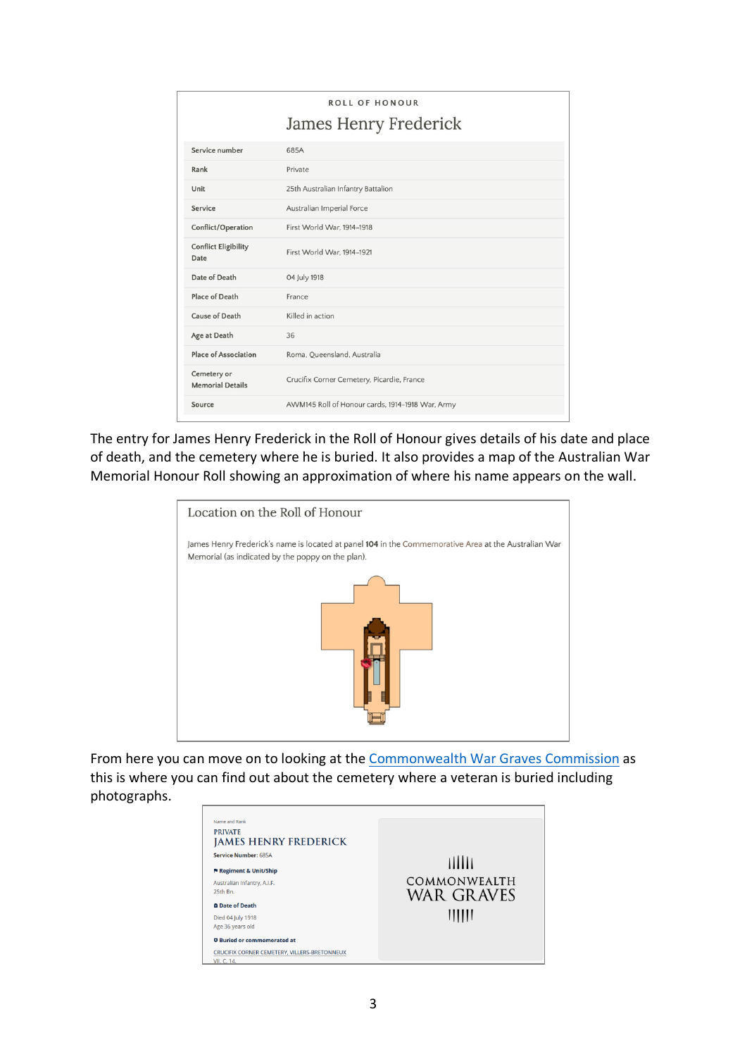ROLL OF HONOUR

## James Henry Frederick

| | |
|---|---|
| Service number | 685A |
| Rank | Private |
| Unit | 25th Australian Infantry Battalion |
| Service | Australian Imperial Force |
| Conflict/Operation | First World War, 1914-1918 |
| Conflict Eligibility Date | First World War, 1914-1921 |
| Date of Death | 04 July 1918 |
| Place of Death | France |
| Cause of Death | Killed in action |
| Age at Death | 36 |
| Place of Association | Roma, Queensland, Australia |
| Cemetery or Memorial Details | Crucifix Corner Cemetery, Picardie, France |
| Source | AWM145 Roll of Honour cards, 1914-1918 War, Army |

The entry for James Henry Frederick in the Roll of Honour gives details of his date and place of death, and the cemetery where he is buried. It also provides a map of the Australian War Memorial Honour Roll showing an approximation of where his name appears on the wall.

### Location on the Roll of Honour

James Henry Frederick's name is located at panel **104** in the Commemorative Area at the Australian War Memorial (as indicated by the poppy on the plan).

From here you can move on to looking at the Commonwealth War Graves Commission as this is where you can find out about the cemetery where a veteran is buried including photographs.

Name and Rank
PRIVATE
JAMES HENRY FREDERICK
**Service Number:** 685A

**Regiment & Unit/Ship**
Australian Infantry, A.I.F.
25th Bn.

**Date of Death**
Died 04 July 1918
Age 36 years old

**Buried or commemorated at**
CRUCIFIX CORNER CEMETERY, VILLERS-BRETONNEUX
VII. C. 14.

COMMONWEALTH WAR GRAVES